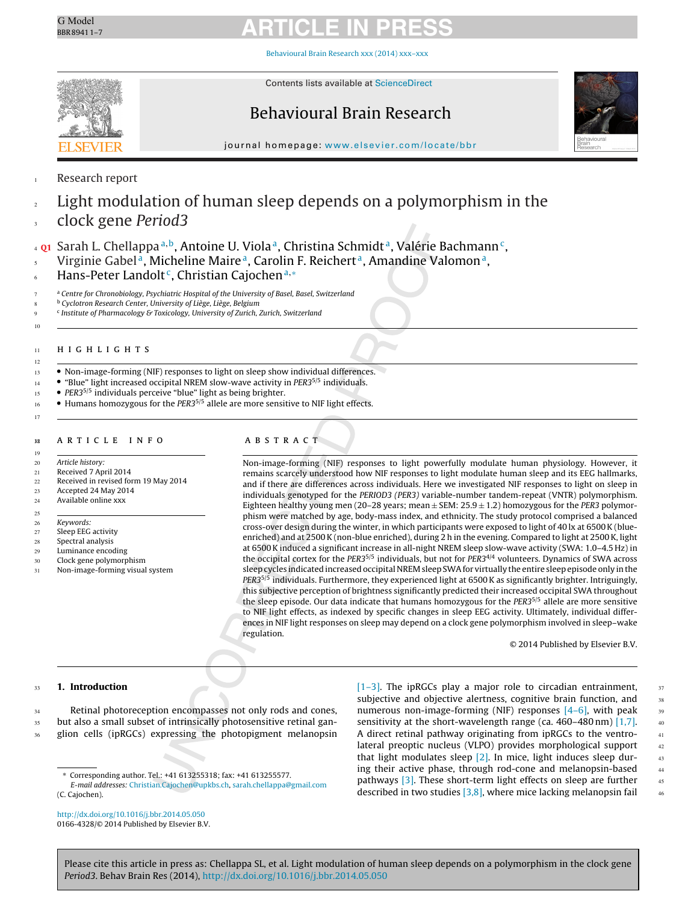Research report

# Light modulation of human sleep depends on a polymorphism in the clock gene *Period3*

Sarah L. Chellappa [a,b], Antoine U. Viola [a], Christina Schmidt [a], Valérie Bachmann [c], Virginie Gabel [a], Micheline Maire [a], Carolin F. Reichert [a], Amandine Valomon [a], Hans-Peter Landolt [c], Christian Cajochen [a,*]

[a] Centre for Chronobiology, Psychiatric Hospital of the University of Basel, Basel, Switzerland
[b] Cyclotron Research Center, University of Liège, Liège, Belgium
[c] Institute of Pharmacology & Toxicology, University of Zurich, Zurich, Switzerland

## HIGHLIGHTS

- Non-image-forming (NIF) responses to light on sleep show individual differences.
- "Blue" light increased occipital NREM slow-wave activity in *PER3*$^{5/5}$ individuals.
- *PER3*$^{5/5}$ individuals perceive "blue" light as being brighter.
- Humans homozygous for the *PER3*$^{5/5}$ allele are more sensitive to NIF light effects.

## ARTICLE INFO

*Article history:*
Received 7 April 2014
Received in revised form 19 May 2014
Accepted 24 May 2014
Available online xxx

*Keywords:*
Sleep EEG activity
Spectral analysis
Luminance encoding
Clock gene polymorphism
Non-image-forming visual system

## ABSTRACT

Non-image-forming (NIF) responses to light powerfully modulate human physiology. However, it remains scarcely understood how NIF responses to light modulate human sleep and its EEG hallmarks, and if there are differences across individuals. Here we investigated NIF responses to light on sleep in individuals genotyped for the *PERIOD3 (PER3)* variable-number tandem-repeat (VNTR) polymorphism. Eighteen healthy young men (20–28 years; mean ± SEM: 25.9 ± 1.2) homozygous for the *PER3* polymorphism were matched by age, body-mass index, and ethnicity. The study protocol comprised a balanced cross-over design during the winter, in which participants were exposed to light of 40 lx at 6500 K (blue-enriched) and at 2500 K (non-blue enriched), during 2 h in the evening. Compared to light at 2500 K, light at 6500 K induced a significant increase in all-night NREM sleep slow-wave activity (SWA: 1.0–4.5 Hz) in the occipital cortex for the *PER3*$^{5/5}$ individuals, but not for *PER3*$^{4/4}$ volunteers. Dynamics of SWA across sleep cycles indicated increased occipital NREM sleep SWA for virtually the entire sleep episode only in the *PER3*$^{5/5}$ individuals. Furthermore, they experienced light at 6500 K as significantly brighter. Intriguingly, this subjective perception of brightness significantly predicted their increased occipital SWA throughout the sleep episode. Our data indicate that humans homozygous for the *PER3*$^{5/5}$ allele are more sensitive to NIF light effects, as indexed by specific changes in sleep EEG activity. Ultimately, individual differences in NIF light responses on sleep may depend on a clock gene polymorphism involved in sleep–wake regulation.

© 2014 Published by Elsevier B.V.

## 1. Introduction

Retinal photoreception encompasses not only rods and cones, but also a small subset of intrinsically photosensitive retinal ganglion cells (ipRGCs) expressing the photopigment melanopsin [1–3]. The ipRGCs play a major role to circadian entrainment, subjective and objective alertness, cognitive brain function, and numerous non-image-forming (NIF) responses [4–6], with peak sensitivity at the short-wavelength range (ca. 460–480 nm) [1,7]. A direct retinal pathway originating from ipRGCs to the ventrolateral preoptic nucleus (VLPO) provides morphological support that light modulates sleep [2]. In mice, light induces sleep during their active phase, through rod-cone and melanopsin-based pathways [3]. These short-term light effects on sleep are further described in two studies [3,8], where mice lacking melanopsin fail

\* Corresponding author. Tel.: +41 613255318; fax: +41 613255577.
*E-mail addresses:* Christian.Cajochen@upkbs.ch, sarah.chellappa@gmail.com (C. Cajochen).

http://dx.doi.org/10.1016/j.bbr.2014.05.050
0166-4328/© 2014 Published by Elsevier B.V.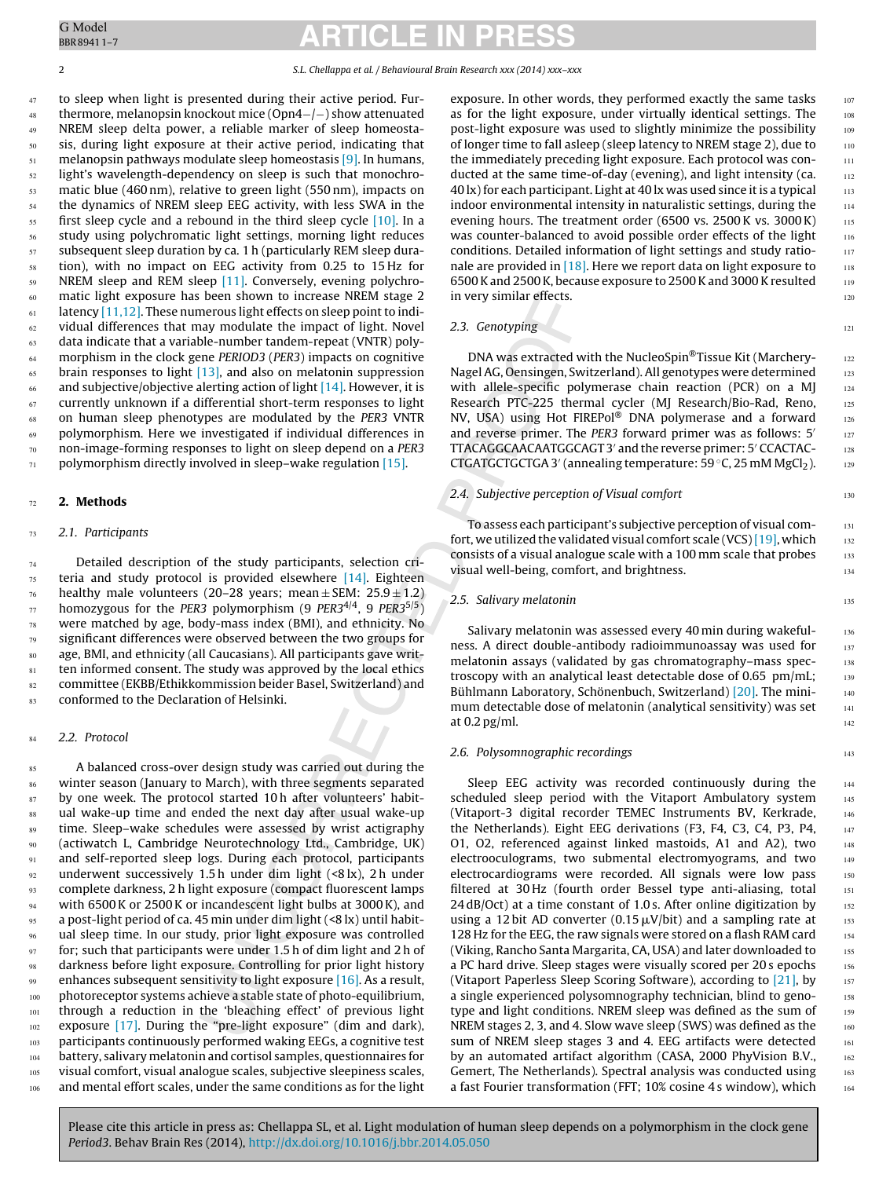to sleep when light is presented during their active period. Furthermore, melanopsin knockout mice (Opn4−/−) show attenuated NREM sleep delta power, a reliable marker of sleep homeostasis, during light exposure at their active period, indicating that melanopsin pathways modulate sleep homeostasis [9]. In humans, light's wavelength-dependency on sleep is such that monochromatic blue (460 nm), relative to green light (550 nm), impacts on the dynamics of NREM sleep EEG activity, with less SWA in the first sleep cycle and a rebound in the third sleep cycle [10]. In a study using polychromatic light settings, morning light reduces subsequent sleep duration by ca. 1 h (particularly REM sleep duration), with no impact on EEG activity from 0.25 to 15 Hz for NREM sleep and REM sleep [11]. Conversely, evening polychromatic light exposure has been shown to increase NREM stage 2 latency [11,12]. These numerous light effects on sleep point to individual differences that may modulate the impact of light. Novel data indicate that a variable-number tandem-repeat (VNTR) polymorphism in the clock gene *PERIOD3* (*PER3*) impacts on cognitive brain responses to light [13], and also on melatonin suppression and subjective/objective alerting action of light [14]. However, it is currently unknown if a differential short-term responses to light on human sleep phenotypes are modulated by the *PER3* VNTR polymorphism. Here we investigated if individual differences in non-image-forming responses to light on sleep depend on a *PER3* polymorphism directly involved in sleep–wake regulation [15].

## 2. Methods

### 2.1. Participants

Detailed description of the study participants, selection criteria and study protocol is provided elsewhere [14]. Eighteen healthy male volunteers (20–28 years; mean ± SEM: 25.9 ± 1.2) homozygous for the *PER3* polymorphism (9 $PER3^{4/4}$, 9 $PER3^{5/5}$) were matched by age, body-mass index (BMI), and ethnicity. No significant differences were observed between the two groups for age, BMI, and ethnicity (all Caucasians). All participants gave written informed consent. The study was approved by the local ethics committee (EKBB/Ethikkommission beider Basel, Switzerland) and conformed to the Declaration of Helsinki.

### 2.2. Protocol

A balanced cross-over design study was carried out during the winter season (January to March), with three segments separated by one week. The protocol started 10 h after volunteers' habitual wake-up time and ended the next day after usual wake-up time. Sleep–wake schedules were assessed by wrist actigraphy (actiwatch L, Cambridge Neurotechnology Ltd., Cambridge, UK) and self-reported sleep logs. During each protocol, participants underwent successively 1.5 h under dim light (<8 lx), 2 h under complete darkness, 2 h light exposure (compact fluorescent lamps with 6500 K or 2500 K or incandescent light bulbs at 3000 K), and a post-light period of ca. 45 min under dim light (<8 lx) until habitual sleep time. In our study, prior light exposure was controlled for; such that participants were under 1.5 h of dim light and 2 h of darkness before light exposure. Controlling for prior light history enhances subsequent sensitivity to light exposure [16]. As a result, photoreceptor systems achieve a stable state of photo-equilibrium, through a reduction in the 'bleaching effect' of previous light exposure [17]. During the "pre-light exposure" (dim and dark), participants continuously performed waking EEGs, a cognitive test battery, salivary melatonin and cortisol samples, questionnaires for visual comfort, visual analogue scales, subjective sleepiness scales, and mental effort scales, under the same conditions as for the light exposure. In other words, they performed exactly the same tasks as for the light exposure, under virtually identical settings. The post-light exposure was used to slightly minimize the possibility of longer time to fall asleep (sleep latency to NREM stage 2), due to the immediately preceding light exposure. Each protocol was conducted at the same time-of-day (evening), and light intensity (ca. 40 lx) for each participant. Light at 40 lx was used since it is a typical indoor environmental intensity in naturalistic settings, during the evening hours. The treatment order (6500 vs. 2500 K vs. 3000 K) was counter-balanced to avoid possible order effects of the light conditions. Detailed information of light settings and study rationale are provided in [18]. Here we report data on light exposure to 6500 K and 2500 K, because exposure to 2500 K and 3000 K resulted in very similar effects.

### 2.3. Genotyping

DNA was extracted with the NucleoSpin®Tissue Kit (Marchery-Nagel AG, Oensingen, Switzerland). All genotypes were determined with allele-specific polymerase chain reaction (PCR) on a MJ Research PTC-225 thermal cycler (MJ Research/Bio-Rad, Reno, NV, USA) using Hot FIREPol® DNA polymerase and a forward and reverse primer. The *PER3* forward primer was as follows: 5′ TTACAGGCAACAATGGCAGT 3′ and the reverse primer: 5′ CCACTAC-CTGATGCTGCTGA 3′ (annealing temperature: 59 °C, 25 mM $MgCl_2$).

### 2.4. Subjective perception of Visual comfort

To assess each participant's subjective perception of visual comfort, we utilized the validated visual comfort scale (VCS) [19], which consists of a visual analogue scale with a 100 mm scale that probes visual well-being, comfort, and brightness.

### 2.5. Salivary melatonin

Salivary melatonin was assessed every 40 min during wakefulness. A direct double-antibody radioimmunoassay was used for melatonin assays (validated by gas chromatography–mass spectroscopy with an analytical least detectable dose of 0.65 pm/mL; Bühlmann Laboratory, Schönenbuch, Switzerland) [20]. The minimum detectable dose of melatonin (analytical sensitivity) was set at 0.2 pg/ml.

### 2.6. Polysomnographic recordings

Sleep EEG activity was recorded continuously during the scheduled sleep period with the Vitaport Ambulatory system (Vitaport-3 digital recorder TEMEC Instruments BV, Kerkrade, the Netherlands). Eight EEG derivations (F3, F4, C3, C4, P3, P4, O1, O2, referenced against linked mastoids, A1 and A2), two electrooculograms, two submental electromyograms, and two electrocardiograms were recorded. All signals were low pass filtered at 30 Hz (fourth order Bessel type anti-aliasing, total 24 dB/Oct) at a time constant of 1.0 s. After online digitization by using a 12 bit AD converter (0.15 μV/bit) and a sampling rate at 128 Hz for the EEG, the raw signals were stored on a flash RAM card (Viking, Rancho Santa Margarita, CA, USA) and later downloaded to a PC hard drive. Sleep stages were visually scored per 20 s epochs (Vitaport Paperless Sleep Scoring Software), according to [21], by a single experienced polysomnography technician, blind to genotype and light conditions. NREM sleep was defined as the sum of NREM stages 2, 3, and 4. Slow wave sleep (SWS) was defined as the sum of NREM sleep stages 3 and 4. EEG artifacts were detected by an automated artifact algorithm (CASA, 2000 PhyVision B.V., Gemert, The Netherlands). Spectral analysis was conducted using a fast Fourier transformation (FFT; 10% cosine 4 s window), which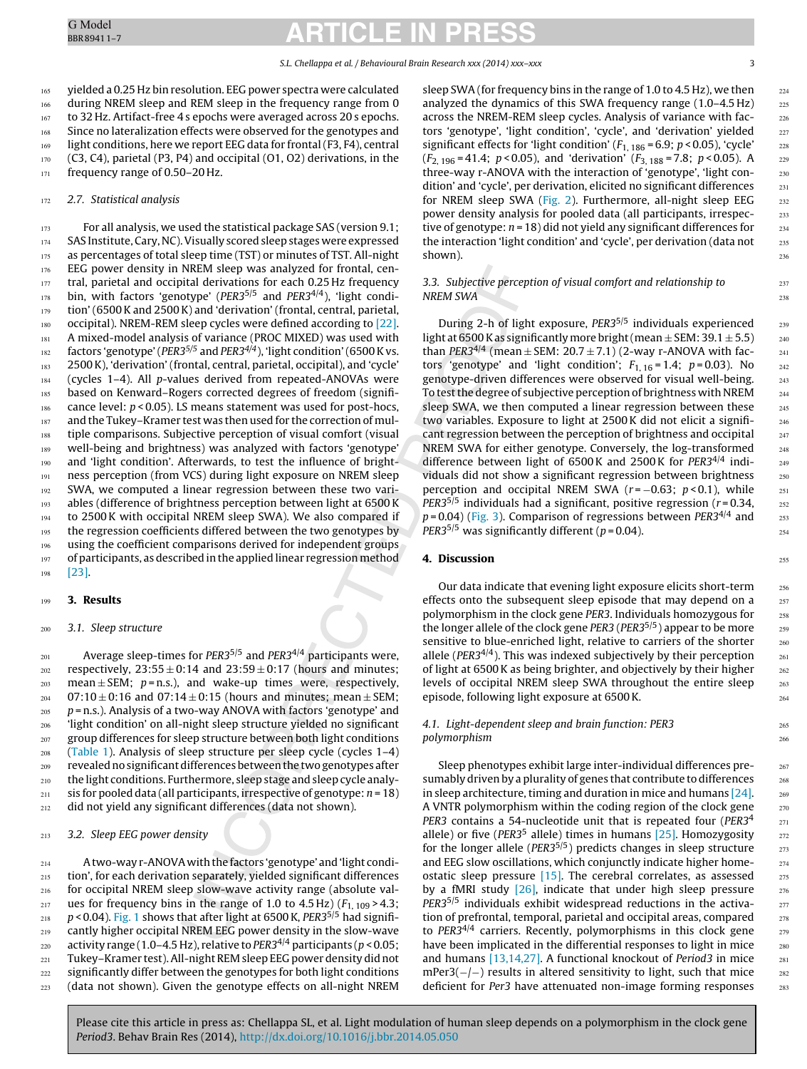yielded a 0.25 Hz bin resolution. EEG power spectra were calculated during NREM sleep and REM sleep in the frequency range from 0 to 32 Hz. Artifact-free 4 s epochs were averaged across 20 s epochs. Since no lateralization effects were observed for the genotypes and light conditions, here we report EEG data for frontal (F3, F4), central (C3, C4), parietal (P3, P4) and occipital (O1, O2) derivations, in the frequency range of 0.50–20 Hz.

### 2.7. Statistical analysis

For all analysis, we used the statistical package SAS (version 9.1; SAS Institute, Cary, NC). Visually scored sleep stages were expressed as percentages of total sleep time (TST) or minutes of TST. All-night EEG power density in NREM sleep was analyzed for frontal, central, parietal and occipital derivations for each 0.25 Hz frequency bin, with factors 'genotype' ($PER3^{5/5}$ and $PER3^{4/4}$), 'light condition' (6500 K and 2500 K) and 'derivation' (frontal, central, parietal, occipital). NREM-REM sleep cycles were defined according to [22]. A mixed-model analysis of variance (PROC MIXED) was used with factors 'genotype' ($PER3^{5/5}$ and $PER3^{4/4}$), 'light condition' (6500 K vs. 2500 K), 'derivation' (frontal, central, parietal, occipital), and 'cycle' (cycles 1–4). All p-values derived from repeated-ANOVAs were based on Kenward–Rogers corrected degrees of freedom (significance level: $p < 0.05$). LS means statement was used for post-hocs, and the Tukey–Kramer test was then used for the correction of multiple comparisons. Subjective perception of visual comfort (visual well-being and brightness) was analyzed with factors 'genotype' and 'light condition'. Afterwards, to test the influence of brightness perception (from VCS) during light exposure on NREM sleep SWA, we computed a linear regression between these two variables (difference of brightness perception between light at 6500 K to 2500 K with occipital NREM sleep SWA). We also compared if the regression coefficients differed between the two genotypes by using the coefficient comparisons derived for independent groups of participants, as described in the applied linear regression method [23].

## 3. Results

### 3.1. Sleep structure

Average sleep-times for $PER3^{5/5}$ and $PER3^{4/4}$ participants were, respectively, 23:55 ± 0:14 and 23:59 ± 0:17 (hours and minutes; mean ± SEM; p = n.s.), and wake-up times were, respectively, 07:10 ± 0:16 and 07:14 ± 0:15 (hours and minutes; mean ± SEM; p = n.s.). Analysis of a two-way ANOVA with factors 'genotype' and 'light condition' on all-night sleep structure yielded no significant group differences for sleep structure between both light conditions (Table 1). Analysis of sleep structure per sleep cycle (cycles 1–4) revealed no significant differences between the two genotypes after the light conditions. Furthermore, sleep stage and sleep cycle analysis for pooled data (all participants, irrespective of genotype: n = 18) did not yield any significant differences (data not shown).

### 3.2. Sleep EEG power density

A two-way r-ANOVA with the factors 'genotype' and 'light condition', for each derivation separately, yielded significant differences for occipital NREM sleep slow-wave activity range (absolute values for frequency bins in the range of 1.0 to 4.5 Hz) ($F_{1,\,109} > 4.3$; $p < 0.04$). Fig. 1 shows that after light at 6500 K, $PER3^{5/5}$ had significantly higher occipital NREM EEG power density in the slow-wave activity range (1.0–4.5 Hz), relative to $PER3^{4/4}$ participants ($p < 0.05$; Tukey–Kramer test). All-night REM sleep EEG power density did not significantly differ between the genotypes for both light conditions (data not shown). Given the genotype effects on all-night NREM sleep SWA (for frequency bins in the range of 1.0 to 4.5 Hz), we then analyzed the dynamics of this SWA frequency range (1.0–4.5 Hz) across the NREM-REM sleep cycles. Analysis of variance with factors 'genotype', 'light condition', 'cycle', and 'derivation' yielded significant effects for 'light condition' ($F_{1,\,186} = 6.9$; $p < 0.05$), 'cycle' ($F_{2,\,196} = 41.4$; $p < 0.05$), and 'derivation' ($F_{3,\,188} = 7.8$; $p < 0.05$). A three-way r-ANOVA with the interaction of 'genotype', 'light condition' and 'cycle', per derivation, elicited no significant differences for NREM sleep SWA (Fig. 2). Furthermore, all-night sleep EEG power density analysis for pooled data (all participants, irrespective of genotype: n = 18) did not yield any significant differences for the interaction 'light condition' and 'cycle', per derivation (data not shown).

### 3.3. Subjective perception of visual comfort and relationship to NREM SWA

During 2-h of light exposure, $PER3^{5/5}$ individuals experienced light at 6500 K as significantly more bright (mean ± SEM: 39.1 ± 5.5) than $PER3^{4/4}$ (mean ± SEM: 20.7 ± 7.1) (2-way r-ANOVA with factors 'genotype' and 'light condition'; $F_{1,\,16} = 1.4$; $p = 0.03$). No genotype-driven differences were observed for visual well-being. To test the degree of subjective perception of brightness with NREM sleep SWA, we then computed a linear regression between these two variables. Exposure to light at 2500 K did not elicit a significant regression between the perception of brightness and occipital NREM SWA for either genotype. Conversely, the log-transformed difference between light of 6500 K and 2500 K for $PER3^{4/4}$ individuals did not show a significant regression between brightness perception and occipital NREM SWA ($r = -0.63$; $p < 0.1$), while $PER3^{5/5}$ individuals had a significant, positive regression ($r = 0.34$, $p = 0.04$) (Fig. 3). Comparison of regressions between $PER3^{4/4}$ and $PER3^{5/5}$ was significantly different ($p = 0.04$).

## 4. Discussion

Our data indicate that evening light exposure elicits short-term effects onto the subsequent sleep episode that may depend on a polymorphism in the clock gene *PER3*. Individuals homozygous for the longer allele of the clock gene *PER3* ($PER3^{5/5}$) appear to be more sensitive to blue-enriched light, relative to carriers of the shorter allele ($PER3^{4/4}$). This was indexed subjectively by their perception of light at 6500 K as being brighter, and objectively by their higher levels of occipital NREM sleep SWA throughout the entire sleep episode, following light exposure at 6500 K.

### 4.1. Light-dependent sleep and brain function: PER3 polymorphism

Sleep phenotypes exhibit large inter-individual differences presumably driven by a plurality of genes that contribute to differences in sleep architecture, timing and duration in mice and humans [24]. A VNTR polymorphism within the coding region of the clock gene *PER3* contains a 54-nucleotide unit that is repeated four ($PER3^4$ allele) or five ($PER3^5$ allele) times in humans [25]. Homozygosity for the longer allele ($PER3^{5/5}$) predicts changes in sleep structure and EEG slow oscillations, which conjunctly indicate higher homeostatic sleep pressure [15]. The cerebral correlates, as assessed by a fMRI study [26], indicate that under high sleep pressure $PER3^{5/5}$ individuals exhibit widespread reductions in the activation of prefrontal, temporal, parietal and occipital areas, compared to $PER3^{4/4}$ carriers. Recently, polymorphisms in this clock gene have been implicated in the differential responses to light in mice and humans [13,14,27]. A functional knockout of *Period3* in mice mPer3(−/−) results in altered sensitivity to light, such that mice deficient for *Per3* have attenuated non-image forming responses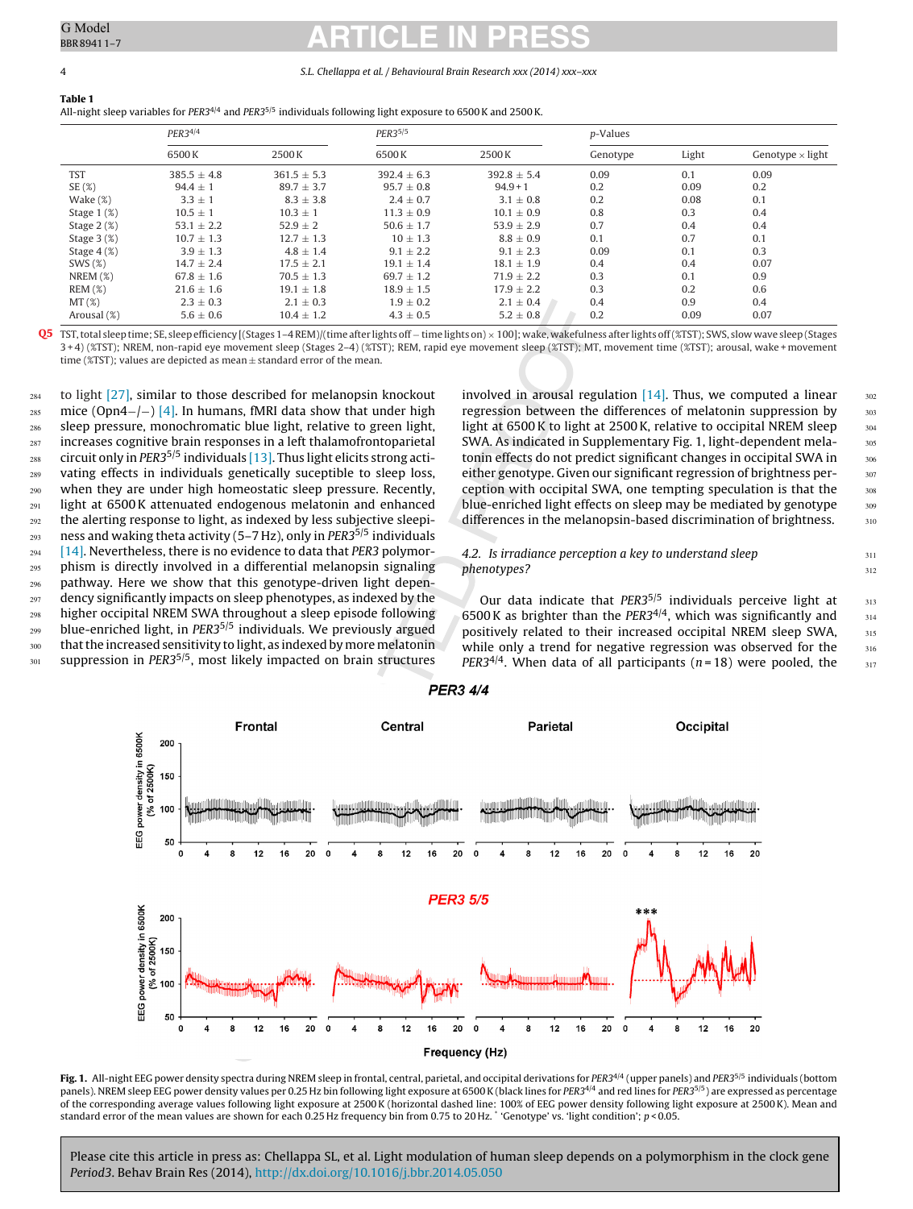**Table 1**
All-night sleep variables for $PER3^{4/4}$ and $PER3^{5/5}$ individuals following light exposure to 6500 K and 2500 K.

| | $PER3^{4/4}$ | | $PER3^{5/5}$ | | p-Values | | |
|---|---|---|---|---|---|---|---|
| | 6500 K | 2500 K | 6500 K | 2500 K | Genotype | Light | Genotype × light |
| TST | 385.5 ± 4.8 | 361.5 ± 5.3 | 392.4 ± 6.3 | 392.8 ± 5.4 | 0.09 | 0.1 | 0.09 |
| SE (%) | 94.4 ± 1 | 89.7 ± 3.7 | 95.7 ± 0.8 | 94.9 + 1 | 0.2 | 0.09 | 0.2 |
| Wake (%) | 3.3 ± 1 | 8.3 ± 3.8 | 2.4 ± 0.7 | 3.1 ± 0.8 | 0.2 | 0.08 | 0.1 |
| Stage 1 (%) | 10.5 ± 1 | 10.3 ± 1 | 11.3 ± 0.9 | 10.1 ± 0.9 | 0.8 | 0.3 | 0.4 |
| Stage 2 (%) | 53.1 ± 2.2 | 52.9 ± 2 | 50.6 ± 1.7 | 53.9 ± 2.9 | 0.7 | 0.4 | 0.4 |
| Stage 3 (%) | 10.7 ± 1.3 | 12.7 ± 1.3 | 10 ± 1.3 | 8.8 ± 0.9 | 0.1 | 0.7 | 0.1 |
| Stage 4 (%) | 3.9 ± 1.3 | 4.8 ± 1.4 | 9.1 ± 2.2 | 9.1 ± 2.3 | 0.09 | 0.1 | 0.3 |
| SWS (%) | 14.7 ± 2.4 | 17.5 ± 2.1 | 19.1 ± 1.4 | 18.1 ± 1.9 | 0.4 | 0.4 | 0.07 |
| NREM (%) | 67.8 ± 1.6 | 70.5 ± 1.3 | 69.7 ± 1.2 | 71.9 ± 2.2 | 0.3 | 0.1 | 0.9 |
| REM (%) | 21.6 ± 1.6 | 19.1 ± 1.8 | 18.9 ± 1.5 | 17.9 ± 2.2 | 0.3 | 0.2 | 0.6 |
| MT (%) | 2.3 ± 0.3 | 2.1 ± 0.3 | 1.9 ± 0.2 | 2.1 ± 0.4 | 0.4 | 0.9 | 0.4 |
| Arousal (%) | 5.6 ± 0.6 | 10.4 ± 1.2 | 4.3 ± 0.5 | 5.2 ± 0.8 | 0.2 | 0.09 | 0.07 |

TST, total sleep time; SE, sleep efficiency [(Stages 1–4 REM)/(time after lights off − time lights on) × 100]; wake, wakefulness after lights off (%TST); SWS, slow wave sleep (Stages 3 + 4) (%TST); NREM, non-rapid eye movement sleep (Stages 2–4) (%TST); REM, rapid eye movement sleep (%TST); MT, movement time (%TST); arousal, wake + movement time (%TST); values are depicted as mean ± standard error of the mean.

to light [27], similar to those described for melanopsin knockout mice (Opn4−/−) [4]. In humans, fMRI data show that under high sleep pressure, monochromatic blue light, relative to green light, increases cognitive brain responses in a left thalamofrontoparietal circuit only in $PER3^{5/5}$ individuals [13]. Thus light elicits strong activating effects in individuals genetically suceptible to sleep loss, when they are under high homeostatic sleep pressure. Recently, light at 6500 K attenuated endogenous melatonin and enhanced the alerting response to light, as indexed by less subjective sleepiness and waking theta activity (5–7 Hz), only in $PER3^{5/5}$ individuals [14]. Nevertheless, there is no evidence to data that *PER3* polymorphism is directly involved in a differential melanopsin signaling pathway. Here we show that this genotype-driven light dependency significantly impacts on sleep phenotypes, as indexed by the higher occipital NREM SWA throughout a sleep episode following blue-enriched light, in $PER3^{5/5}$ individuals. We previously argued that the increased sensitivity to light, as indexed by more melatonin suppression in $PER3^{5/5}$, most likely impacted on brain structures involved in arousal regulation [14]. Thus, we computed a linear regression between the differences of melatonin suppression by light at 6500 K to light at 2500 K, relative to occipital NREM sleep SWA. As indicated in Supplementary Fig. 1, light-dependent melatonin effects do not predict significant changes in occipital SWA in either genotype. Given our significant regression of brightness perception with occipital SWA, one tempting speculation is that the blue-enriched light effects on sleep may be mediated by genotype differences in the melanopsin-based discrimination of brightness.

### 4.2. Is irradiance perception a key to understand sleep phenotypes?

Our data indicate that $PER3^{5/5}$ individuals perceive light at 6500 K as brighter than the $PER3^{4/4}$, which was significantly and positively related to their increased occipital NREM sleep SWA, while only a trend for negative regression was observed for the $PER3^{4/4}$. When data of all participants ($n = 18$) were pooled, the

**Fig. 1.** All-night EEG power density spectra during NREM sleep in frontal, central, parietal, and occipital derivations for $PER3^{4/4}$ (upper panels) and $PER3^{5/5}$ individuals (bottom panels). NREM sleep EEG power density values per 0.25 Hz bin following light exposure at 6500 K (black lines for $PER3^{4/4}$ and red lines for $PER3^{5/5}$) are expressed as percentage of the corresponding average values following light exposure at 2500 K (horizontal dashed line: 100% of EEG power density following light exposure at 2500 K). Mean and standard error of the mean values are shown for each 0.25 Hz frequency bin from 0.75 to 20 Hz. * 'Genotype' vs. 'light condition'; $p < 0.05$.

Please cite this article in press as: Chellappa SL, et al. Light modulation of human sleep depends on a polymorphism in the clock gene *Period3*. Behav Brain Res (2014), http://dx.doi.org/10.1016/j.bbr.2014.05.050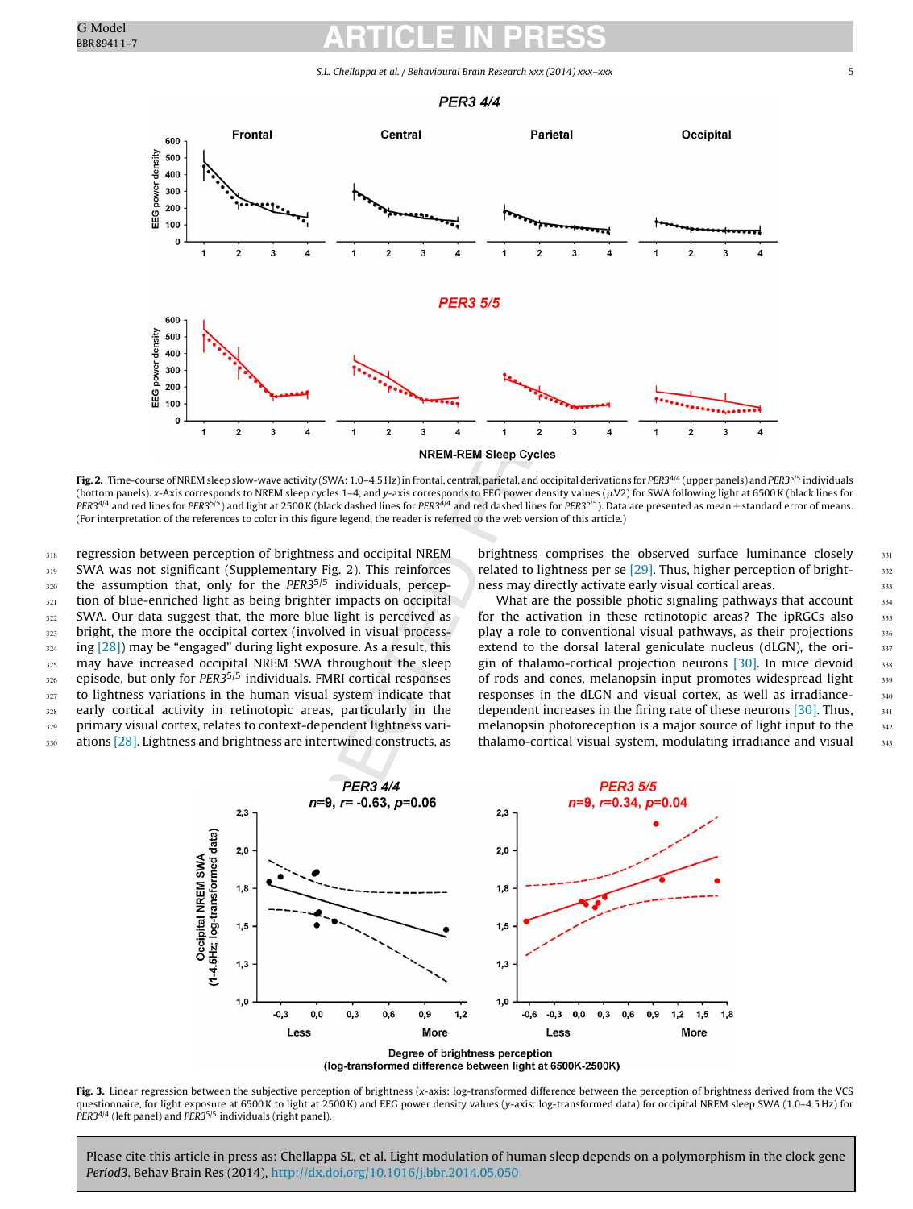**Fig. 2.** Time-course of NREM sleep slow-wave activity (SWA: 1.0–4.5 Hz) in frontal, central, parietal, and occipital derivations for *PER3*[4/4] (upper panels) and *PER3*[5/5] individuals (bottom panels). *x*-Axis corresponds to NREM sleep cycles 1–4, and *y*-axis corresponds to EEG power density values (μV2) for SWA following light at 6500 K (black lines for *PER3*[4/4] and red lines for *PER3*[5/5]) and light at 2500 K (black dashed lines for *PER3*[4/4] and red dashed lines for *PER3*[5/5]). Data are presented as mean ± standard error of means. (For interpretation of the references to color in this figure legend, the reader is referred to the web version of this article.)

regression between perception of brightness and occipital NREM SWA was not significant (Supplementary Fig. 2). This reinforces the assumption that, only for the *PER3*[5/5] individuals, perception of blue-enriched light as being brighter impacts on occipital SWA. Our data suggest that, the more blue light is perceived as bright, the more the occipital cortex (involved in visual processing [28]) may be "engaged" during light exposure. As a result, this may have increased occipital NREM SWA throughout the sleep episode, but only for *PER3*[5/5] individuals. FMRI cortical responses to lightness variations in the human visual system indicate that early cortical activity in retinotopic areas, particularly in the primary visual cortex, relates to context-dependent lightness variations [28]. Lightness and brightness are intertwined constructs, as brightness comprises the observed surface luminance closely related to lightness per se [29]. Thus, higher perception of brightness may directly activate early visual cortical areas.

What are the possible photic signaling pathways that account for the activation in these retinotopic areas? The ipRGCs also play a role to conventional visual pathways, as their projections extend to the dorsal lateral geniculate nucleus (dLGN), the origin of thalamo-cortical projection neurons [30]. In mice devoid of rods and cones, melanopsin input promotes widespread light responses in the dLGN and visual cortex, as well as irradiance-dependent increases in the firing rate of these neurons [30]. Thus, melanopsin photoreception is a major source of light input to the thalamo-cortical visual system, modulating irradiance and visual

**Fig. 3.** Linear regression between the subjective perception of brightness (*x*-axis: log-transformed difference between the perception of brightness derived from the VCS questionnaire, for light exposure at 6500 K to light at 2500 K) and EEG power density values (*y*-axis: log-transformed data) for occipital NREM sleep SWA (1.0–4.5 Hz) for *PER3*[4/4] (left panel) and *PER3*[5/5] individuals (right panel).

Please cite this article in press as: Chellappa SL, et al. Light modulation of human sleep depends on a polymorphism in the clock gene *Period3*. Behav Brain Res (2014), http://dx.doi.org/10.1016/j.bbr.2014.05.050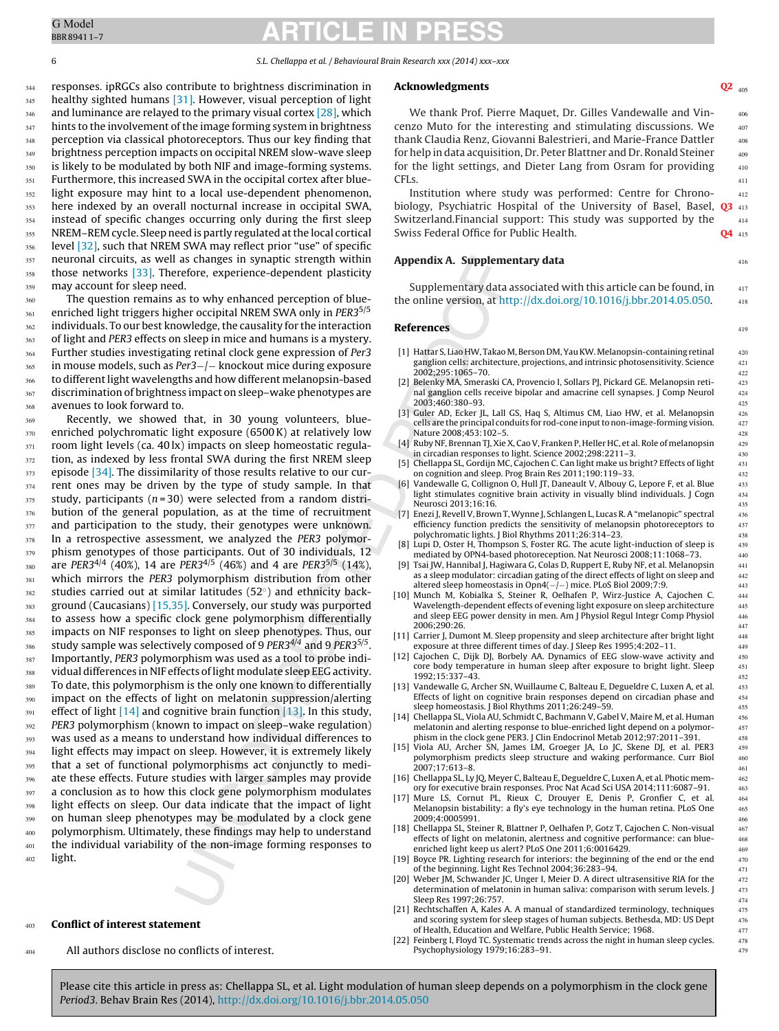responses. ipRGCs also contribute to brightness discrimination in healthy sighted humans [31]. However, visual perception of light and luminance are relayed to the primary visual cortex [28], which hints to the involvement of the image forming system in brightness perception via classical photoreceptors. Thus our key finding that brightness perception impacts on occipital NREM slow-wave sleep is likely to be modulated by both NIF and image-forming systems. Furthermore, this increased SWA in the occipital cortex after blue-light exposure may hint to a local use-dependent phenomenon, here indexed by an overall nocturnal increase in occipital SWA, instead of specific changes occurring only during the first sleep NREM–REM cycle. Sleep need is partly regulated at the local cortical level [32], such that NREM SWA may reflect prior "use" of specific neuronal circuits, as well as changes in synaptic strength within those networks [33]. Therefore, experience-dependent plasticity may account for sleep need.

The question remains as to why enhanced perception of blue-enriched light triggers higher occipital NREM SWA only in *PER3*$^{5/5}$ individuals. To our best knowledge, the causality for the interaction of light and *PER3* effects on sleep in mice and humans is a mystery. Further studies investigating retinal clock gene expression of *Per3* in mouse models, such as *Per3*−/− knockout mice during exposure to different light wavelengths and how different melanopsin-based discrimination of brightness impact on sleep–wake phenotypes are avenues to look forward to.

Recently, we showed that, in 30 young volunteers, blue-enriched polychromatic light exposure (6500 K) at relatively low room light levels (ca. 40 lx) impacts on sleep homeostatic regulation, as indexed by less frontal SWA during the first NREM sleep episode [34]. The dissimilarity of those results relative to our current ones may be driven by the type of study sample. In that study, participants ($n$ = 30) were selected from a random distribution of the general population, as at the time of recruitment and participation to the study, their genotypes were unknown. In a retrospective assessment, we analyzed the *PER3* polymorphism genotypes of those participants. Out of 30 individuals, 12 are *PER3*$^{4/4}$ (40%), 14 are *PER3*$^{4/5}$ (46%) and 4 are *PER3*$^{5/5}$ (14%), which mirrors the *PER3* polymorphism distribution from other studies carried out at similar latitudes (52°) and ethnicity background (Caucasians) [15,35]. Conversely, our study was purported to assess how a specific clock gene polymorphism differentially impacts on NIF responses to light on sleep phenotypes. Thus, our study sample was selectively composed of 9 *PER3*$^{4/4}$ and 9 *PER3*$^{5/5}$. Importantly, *PER3* polymorphism was used as a tool to probe individual differences in NIF effects of light modulate sleep EEG activity. To date, this polymorphism is the only one known to differentially impact on the effects of light on melatonin suppression/alerting effect of light [14] and cognitive brain function [13]. In this study, *PER3* polymorphism (known to impact on sleep–wake regulation) was used as a means to understand how individual differences to light effects may impact on sleep. However, it is extremely likely that a set of functional polymorphisms act conjunctly to mediate these effects. Future studies with larger samples may provide a conclusion as to how this clock gene polymorphism modulates light effects on sleep. Our data indicate that the impact of light on human sleep phenotypes may be modulated by a clock gene polymorphism. Ultimately, these findings may help to understand the individual variability of the non-image forming responses to light.

## Conflict of interest statement

All authors disclose no conflicts of interest.

## Acknowledgments

We thank Prof. Pierre Maquet, Dr. Gilles Vandewalle and Vincenzo Muto for the interesting and stimulating discussions. We thank Claudia Renz, Giovanni Balestrieri, and Marie-France Dattler for help in data acquisition, Dr. Peter Blattner and Dr. Ronald Steiner for the light settings, and Dieter Lang from Osram for providing CFLs.

Institution where study was performed: Centre for Chronobiology, Psychiatric Hospital of the University of Basel, Basel, Switzerland. Financial support: This study was supported by the Swiss Federal Office for Public Health.

## Appendix A. Supplementary data

Supplementary data associated with this article can be found, in the online version, at http://dx.doi.org/10.1016/j.bbr.2014.05.050.

## References

[1] Hattar S, Liao HW, Takao M, Berson DM, Yau KW. Melanopsin-containing retinal ganglion cells: architecture, projections, and intrinsic photosensitivity. Science 2002;295:1065–70.

[2] Belenky MA, Smeraski CA, Provencio I, Sollars PJ, Pickard GE. Melanopsin retinal ganglion cells receive bipolar and amacrine cell synapses. J Comp Neurol 2003;460:380–93.

[3] Guler AD, Ecker JL, Lall GS, Haq S, Altimus CM, Liao HW, et al. Melanopsin cells are the principal conduits for rod-cone input to non-image-forming vision. Nature 2008;453:102–5.

[4] Ruby NF, Brennan TJ, Xie X, Cao V, Franken P, Heller HC, et al. Role of melanopsin in circadian responses to light. Science 2002;298:2211–3.

[5] Chellappa SL, Gordijn MC, Cajochen C. Can light make us bright? Effects of light on cognition and sleep. Prog Brain Res 2011;190:119–33.

[6] Vandewalle G, Collignon O, Hull JT, Daneault V, Albouy G, Lepore F, et al. Blue light stimulates cognitive brain activity in visually blind individuals. J Cogn Neurosci 2013;16:16.

[7] Enezi J, Revell V, Brown T, Wynne J, Schlangen L, Lucas R. A "melanopic" spectral efficiency function predicts the sensitivity of melanopsin photoreceptors to polychromatic lights. J Biol Rhythms 2011;26:314–23.

[8] Lupi D, Oster H, Thompson S, Foster RG. The acute light-induction of sleep is mediated by OPN4-based photoreception. Nat Neurosci 2008;11:1068–73.

[9] Tsai JW, Hannibal J, Hagiwara G, Colas D, Ruppert E, Ruby NF, et al. Melanopsin as a sleep modulator: circadian gating of the direct effects of light on sleep and altered sleep homeostasis in Opn4(−/−) mice. PLoS Biol 2009;7:9.

[10] Munch M, Kobialka S, Steiner R, Oelhafen P, Wirz-Justice A, Cajochen C. Wavelength-dependent effects of evening light exposure on sleep architecture and sleep EEG power density in men. Am J Physiol Regul Integr Comp Physiol 2006;290:26.

[11] Carrier J, Dumont M. Sleep propensity and sleep architecture after bright light exposure at three different times of day. J Sleep Res 1995;4:202–11.

[12] Cajochen C, Dijk DJ, Borbely AA. Dynamics of EEG slow-wave activity and core body temperature in human sleep after exposure to bright light. Sleep 1992;15:337–43.

[13] Vandewalle G, Archer SN, Wuillaume C, Balteau E, Degueldre C, Luxen A, et al. Effects of light on cognitive brain responses depend on circadian phase and sleep homeostasis. J Biol Rhythms 2011;26:249–59.

[14] Chellappa SL, Viola AU, Schmidt C, Bachmann V, Gabel V, Maire M, et al. Human melatonin and alerting response to blue-enriched light depend on a polymorphism in the clock gene PER3. J Clin Endocrinol Metab 2012;97:2011–391.

[15] Viola AU, Archer SN, James LM, Groeger JA, Lo JC, Skene DJ, et al. PER3 polymorphism predicts sleep structure and waking performance. Curr Biol 2007;17:613–8.

[16] Chellappa SL, Ly JQ, Meyer C, Balteau E, Degueldre C, Luxen A, et al. Photic memory for executive brain responses. Proc Nat Acad Sci USA 2014;111:6087–91.

[17] Mure LS, Cornut PL, Rieux C, Drouyer E, Denis P, Gronfier C, et al. Melanopsin bistability: a fly's eye technology in the human retina. PLoS One 2009;4:0005991.

[18] Chellappa SL, Steiner R, Blattner P, Oelhafen P, Gotz T, Cajochen C. Non-visual effects of light on melatonin, alertness and cognitive performance: can blue-enriched light keep us alert? PLoS One 2011;6:0016429.

[19] Boyce PR. Lighting research for interiors: the beginning of the end or the end of the beginning. Light Res Technol 2004;36:283–94.

[20] Weber JM, Schwander JC, Unger I, Meier D. A direct ultrasensitive RIA for the determination of melatonin in human saliva: comparison with serum levels. J Sleep Res 1997;26:757.

[21] Rechtschaffen A, Kales A. A manual of standardized terminology, techniques and scoring system for sleep stages of human subjects. Bethesda, MD: US Dept of Health, Education and Welfare, Public Health Service; 1968.

[22] Feinberg I, Floyd TC. Systematic trends across the night in human sleep cycles. Psychophysiology 1979;16:283–91.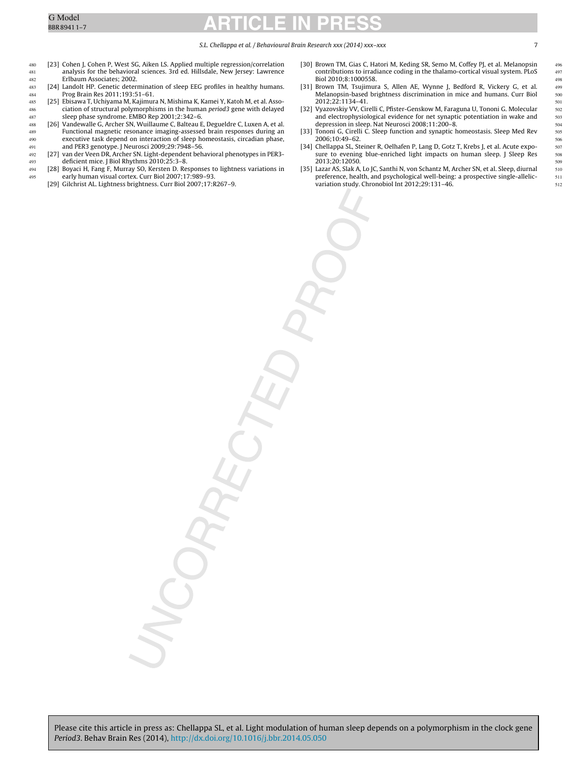[23] Cohen J, Cohen P, West SG, Aiken LS. Applied multiple regression/correlation analysis for the behavioral sciences. 3rd ed. Hillsdale, New Jersey: Lawrence Erlbaum Associates; 2002.

[24] Landolt HP. Genetic determination of sleep EEG profiles in healthy humans. Prog Brain Res 2011;193:51–61.

[25] Ebisawa T, Uchiyama M, Kajimura N, Mishima K, Kamei Y, Katoh M, et al. Association of structural polymorphisms in the human *period3* gene with delayed sleep phase syndrome. EMBO Rep 2001;2:342–6.

[26] Vandewalle G, Archer SN, Wuillaume C, Balteau E, Degueldre C, Luxen A, et al. Functional magnetic resonance imaging-assessed brain responses during an executive task depend on interaction of sleep homeostasis, circadian phase, and PER3 genotype. J Neurosci 2009;29:7948–56.

[27] van der Veen DR, Archer SN. Light-dependent behavioral phenotypes in PER3-deficient mice. J Biol Rhythms 2010;25:3–8.

[28] Boyaci H, Fang F, Murray SO, Kersten D. Responses to lightness variations in early human visual cortex. Curr Biol 2007;17:989–93.

[29] Gilchrist AL. Lightness brightness. Curr Biol 2007;17:R267–9.

[30] Brown TM, Gias C, Hatori M, Keding SR, Semo M, Coffey PJ, et al. Melanopsin contributions to irradiance coding in the thalamo-cortical visual system. PLoS Biol 2010;8:1000558.

[31] Brown TM, Tsujimura S, Allen AE, Wynne J, Bedford R, Vickery G, et al. Melanopsin-based brightness discrimination in mice and humans. Curr Biol 2012;22:1134–41.

[32] Vyazovskiy VV, Cirelli C, Pfister-Genskow M, Faraguna U, Tononi G. Molecular and electrophysiological evidence for net synaptic potentiation in wake and depression in sleep. Nat Neurosci 2008;11:200–8.

[33] Tononi G, Cirelli C. Sleep function and synaptic homeostasis. Sleep Med Rev 2006;10:49–62.

[34] Chellappa SL, Steiner R, Oelhafen P, Lang D, Gotz T, Krebs J, et al. Acute exposure to evening blue-enriched light impacts on human sleep. J Sleep Res 2013;20:12050.

[35] Lazar AS, Slak A, Lo JC, Santhi N, von Schantz M, Archer SN, et al. Sleep, diurnal preference, health, and psychological well-being: a prospective single-allelic-variation study. Chronobiol Int 2012;29:131–46.

Please cite this article in press as: Chellappa SL, et al. Light modulation of human sleep depends on a polymorphism in the clock gene *Period3*. Behav Brain Res (2014), http://dx.doi.org/10.1016/j.bbr.2014.05.050